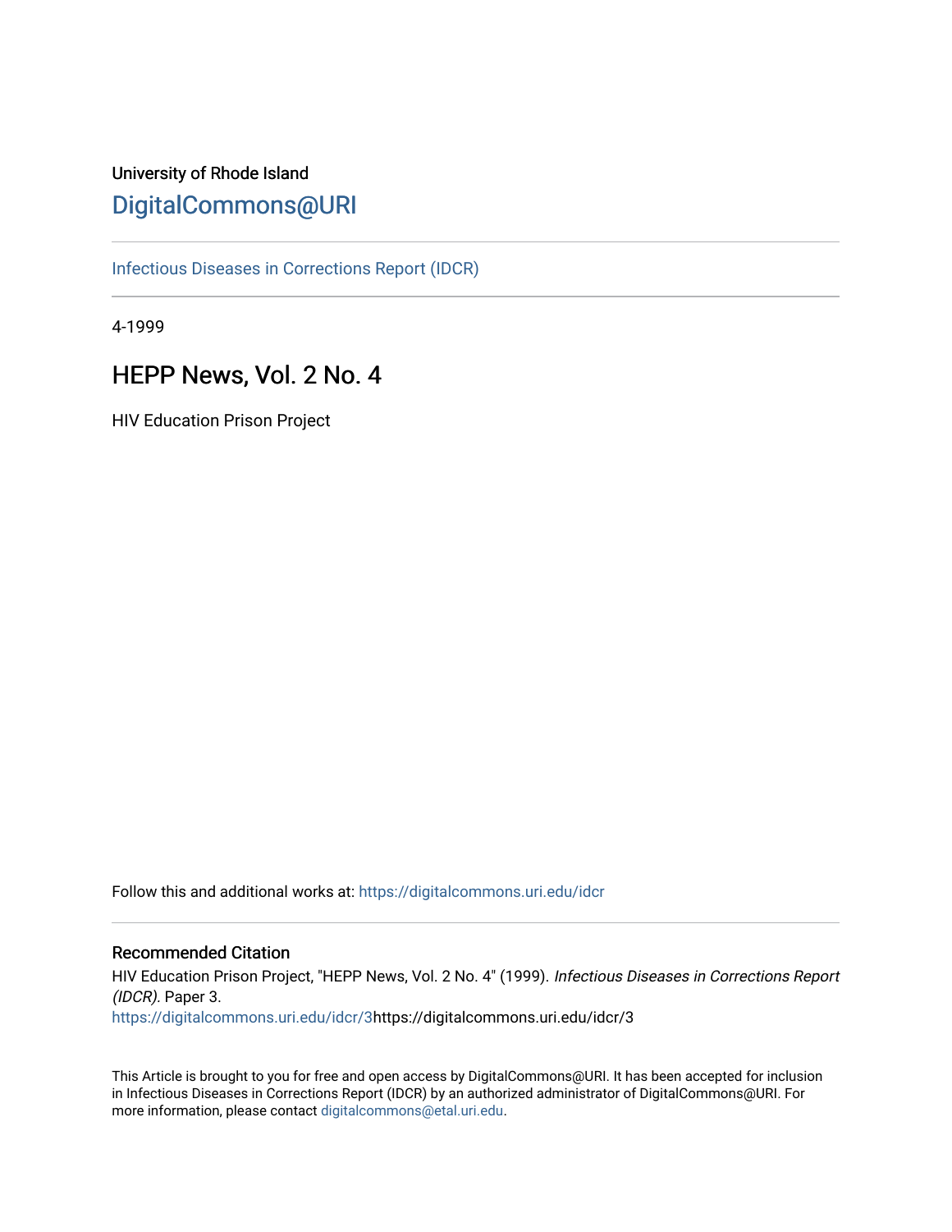University of Rhode Island

# DigitalCommons@URI

Infectious Diseases in Corrections Report (IDCR)

4-1999

## HEPP News, Vol. 2 No. 4

HIV Education Prison Project

Follow this and additional works at: https://digitalcommons.uri.edu/idcr

### Recommended Citation

HIV Education Prison Project, "HEPP News, Vol. 2 No. 4" (1999). *Infectious Diseases in Corrections Report (IDCR).* Paper 3.
https://digitalcommons.uri.edu/idcr/3https://digitalcommons.uri.edu/idcr/3

This Article is brought to you for free and open access by DigitalCommons@URI. It has been accepted for inclusion in Infectious Diseases in Corrections Report (IDCR) by an authorized administrator of DigitalCommons@URI. For more information, please contact digitalcommons@etal.uri.edu.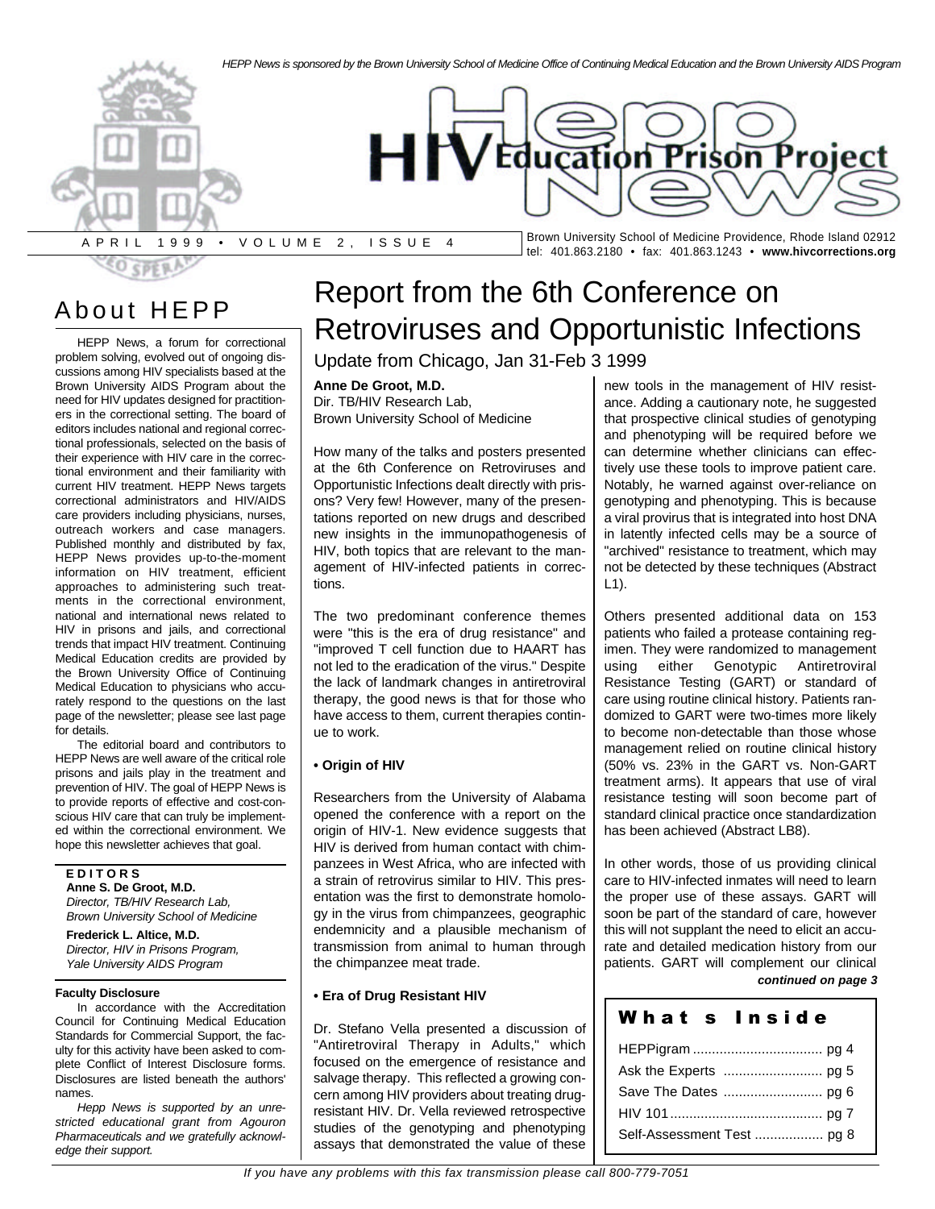HEPP News is sponsored by the Brown University School of Medicine Office of Continuing Medical Education and the Brown University AIDS Program

# HIV Education Prison Project News

APRIL 1999 • VOLUME 2, ISSUE 4

Brown University School of Medicine Providence, Rhode Island 02912
tel: 401.863.2180 • fax: 401.863.1243 • **www.hivcorrections.org**

## About HEPP

HEPP News, a forum for correctional problem solving, evolved out of ongoing discussions among HIV specialists based at the Brown University AIDS Program about the need for HIV updates designed for practitioners in the correctional setting. The board of editors includes national and regional correctional professionals, selected on the basis of their experience with HIV care in the correctional environment and their familiarity with current HIV treatment. HEPP News targets correctional administrators and HIV/AIDS care providers including physicians, nurses, outreach workers and case managers. Published monthly and distributed by fax, HEPP News provides up-to-the-moment information on HIV treatment, efficient approaches to administering such treatments in the correctional environment, national and international news related to HIV in prisons and jails, and correctional trends that impact HIV treatment. Continuing Medical Education credits are provided by the Brown University Office of Continuing Medical Education to physicians who accurately respond to the questions on the last page of the newsletter; please see last page for details.

The editorial board and contributors to HEPP News are well aware of the critical role prisons and jails play in the treatment and prevention of HIV. The goal of HEPP News is to provide reports of effective and cost-conscious HIV care that can truly be implemented within the correctional environment. We hope this newsletter achieves that goal.

**EDITORS**

**Anne S. De Groot, M.D.**
*Director, TB/HIV Research Lab, Brown University School of Medicine*

**Frederick L. Altice, M.D.**
*Director, HIV in Prisons Program, Yale University AIDS Program*

**Faculty Disclosure**

In accordance with the Accreditation Council for Continuing Medical Education Standards for Commercial Support, the faculty for this activity have been asked to complete Conflict of Interest Disclosure forms. Disclosures are listed beneath the authors' names.

*Hepp News is supported by an unrestricted educational grant from Agouron Pharmaceuticals and we gratefully acknowledge their support.*

# Report from the 6th Conference on Retroviruses and Opportunistic Infections

Update from Chicago, Jan 31-Feb 3 1999

**Anne De Groot, M.D.**
Dir. TB/HIV Research Lab,
Brown University School of Medicine

How many of the talks and posters presented at the 6th Conference on Retroviruses and Opportunistic Infections dealt directly with prisons? Very few! However, many of the presentations reported on new drugs and described new insights in the immunopathogenesis of HIV, both topics that are relevant to the management of HIV-infected patients in corrections.

The two predominant conference themes were "this is the era of drug resistance" and "improved T cell function due to HAART has not led to the eradication of the virus." Despite the lack of landmark changes in antiretroviral therapy, the good news is that for those who have access to them, current therapies continue to work.

**• Origin of HIV**

Researchers from the University of Alabama opened the conference with a report on the origin of HIV-1. New evidence suggests that HIV is derived from human contact with chimpanzees in West Africa, who are infected with a strain of retrovirus similar to HIV. This presentation was the first to demonstrate homology in the virus from chimpanzees, geographic endemnicity and a plausible mechanism of transmission from animal to human through the chimpanzee meat trade.

**• Era of Drug Resistant HIV**

Dr. Stefano Vella presented a discussion of "Antiretroviral Therapy in Adults," which focused on the emergence of resistance and salvage therapy. This reflected a growing concern among HIV providers about treating drug-resistant HIV. Dr. Vella reviewed retrospective studies of the genotyping and phenotyping assays that demonstrated the value of these new tools in the management of HIV resistance. Adding a cautionary note, he suggested that prospective clinical studies of genotyping and phenotyping will be required before we can determine whether clinicians can effectively use these tools to improve patient care. Notably, he warned against over-reliance on genotyping and phenotyping. This is because a viral provirus that is integrated into host DNA in latently infected cells may be a source of "archived" resistance to treatment, which may not be detected by these techniques (Abstract L1).

Others presented additional data on 153 patients who failed a protease containing regimen. They were randomized to management using either Genotypic Antiretroviral Resistance Testing (GART) or standard of care using routine clinical history. Patients randomized to GART were two-times more likely to become non-detectable than those whose management relied on routine clinical history (50% vs. 23% in the GART vs. Non-GART treatment arms). It appears that use of viral resistance testing will soon become part of standard clinical practice once standardization has been achieved (Abstract LB8).

In other words, those of us providing clinical care to HIV-infected inmates will need to learn the proper use of these assays. GART will soon be part of the standard of care, however this will not supplant the need to elicit an accurate and detailed medication history from our patients. GART will complement our clinical

***continued on page 3***

## What s Inside

| | |
|---|---|
| HEPPigram | pg 4 |
| Ask the Experts | pg 5 |
| Save The Dates | pg 6 |
| HIV 101 | pg 7 |
| Self-Assessment Test | pg 8 |

*If you have any problems with this fax transmission please call 800-779-7051*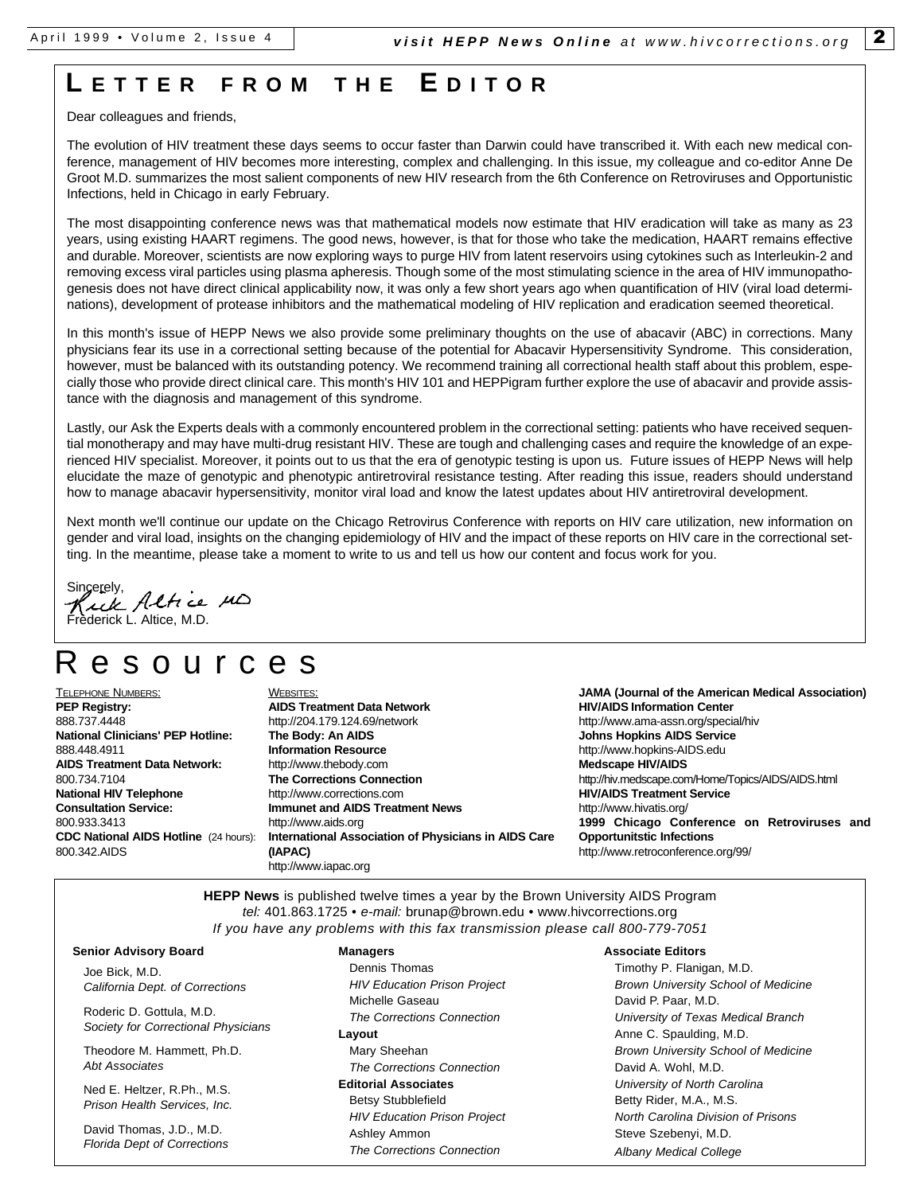# LETTER FROM THE EDITOR

Dear colleagues and friends,

The evolution of HIV treatment these days seems to occur faster than Darwin could have transcribed it. With each new medical conference, management of HIV becomes more interesting, complex and challenging. In this issue, my colleague and co-editor Anne De Groot M.D. summarizes the most salient components of new HIV research from the 6th Conference on Retroviruses and Opportunistic Infections, held in Chicago in early February.

The most disappointing conference news was that mathematical models now estimate that HIV eradication will take as many as 23 years, using existing HAART regimens. The good news, however, is that for those who take the medication, HAART remains effective and durable. Moreover, scientists are now exploring ways to purge HIV from latent reservoirs using cytokines such as Interleukin-2 and removing excess viral particles using plasma apheresis. Though some of the most stimulating science in the area of HIV immunopathogenesis does not have direct clinical applicability now, it was only a few short years ago when quantification of HIV (viral load determinations), development of protease inhibitors and the mathematical modeling of HIV replication and eradication seemed theoretical.

In this month's issue of HEPP News we also provide some preliminary thoughts on the use of abacavir (ABC) in corrections. Many physicians fear its use in a correctional setting because of the potential for Abacavir Hypersensitivity Syndrome. This consideration, however, must be balanced with its outstanding potency. We recommend training all correctional health staff about this problem, especially those who provide direct clinical care. This month's HIV 101 and HEPPigram further explore the use of abacavir and provide assistance with the diagnosis and management of this syndrome.

Lastly, our Ask the Experts deals with a commonly encountered problem in the correctional setting: patients who have received sequential monotherapy and may have multi-drug resistant HIV. These are tough and challenging cases and require the knowledge of an experienced HIV specialist. Moreover, it points out to us that the era of genotypic testing is upon us. Future issues of HEPP News will help elucidate the maze of genotypic and phenotypic antiretroviral resistance testing. After reading this issue, readers should understand how to manage abacavir hypersensitivity, monitor viral load and know the latest updates about HIV antiretroviral development.

Next month we'll continue our update on the Chicago Retrovirus Conference with reports on HIV care utilization, new information on gender and viral load, insights on the changing epidemiology of HIV and the impact of these reports on HIV care in the correctional setting. In the meantime, please take a moment to write to us and tell us how our content and focus work for you.

Sincerely,
Rick Altice MD
Frederick L. Altice, M.D.

# Resources

TELEPHONE NUMBERS:

**PEP Registry:**
888.737.4448
**National Clinicians' PEP Hotline:**
888.448.4911
**AIDS Treatment Data Network:**
800.734.7104
**National HIV Telephone Consultation Service:**
800.933.3413
**CDC National AIDS Hotline** (24 hours):
800.342.AIDS

WEBSITES:

**AIDS Treatment Data Network**
http://204.179.124.69/network
**The Body: An AIDS Information Resource**
http://www.thebody.com
**The Corrections Connection**
http://www.corrections.com
**Immunet and AIDS Treatment News**
http://www.aids.org
**International Association of Physicians in AIDS Care (IAPAC)**
http://www.iapac.org
**JAMA (Journal of the American Medical Association) HIV/AIDS Information Center**
http://www.ama-assn.org/special/hiv
**Johns Hopkins AIDS Service**
http://www.hopkins-AIDS.edu
**Medscape HIV/AIDS**
http://hiv.medscape.com/Home/Topics/AIDS/AIDS.html
**HIV/AIDS Treatment Service**
http://www.hivatis.org/
**1999 Chicago Conference on Retroviruses and Opportunitstic Infections**
http://www.retroconference.org/99/

---

**HEPP News** is published twelve times a year by the Brown University AIDS Program
*tel:* 401.863.1725 • *e-mail:* brunap@brown.edu • www.hivcorrections.org
*If you have any problems with this fax transmission please call 800-779-7051*

**Senior Advisory Board**

Joe Bick, M.D.
*California Dept. of Corrections*

Roderic D. Gottula, M.D.
*Society for Correctional Physicians*

Theodore M. Hammett, Ph.D.
*Abt Associates*

Ned E. Heltzer, R.Ph., M.S.
*Prison Health Services, Inc.*

David Thomas, J.D., M.D.
*Florida Dept of Corrections*

**Managers**

Dennis Thomas
*HIV Education Prison Project*
Michelle Gaseau
*The Corrections Connection*

**Layout**

Mary Sheehan
*The Corrections Connection*

**Editorial Associates**

Betsy Stubblefield
*HIV Education Prison Project*
Ashley Ammon
*The Corrections Connection*

**Associate Editors**

Timothy P. Flanigan, M.D.
*Brown University School of Medicine*
David P. Paar, M.D.
*University of Texas Medical Branch*
Anne C. Spaulding, M.D.
*Brown University School of Medicine*
David A. Wohl, M.D.
*University of North Carolina*
Betty Rider, M.A., M.S.
*North Carolina Division of Prisons*
Steve Szebenyi, M.D.
*Albany Medical College*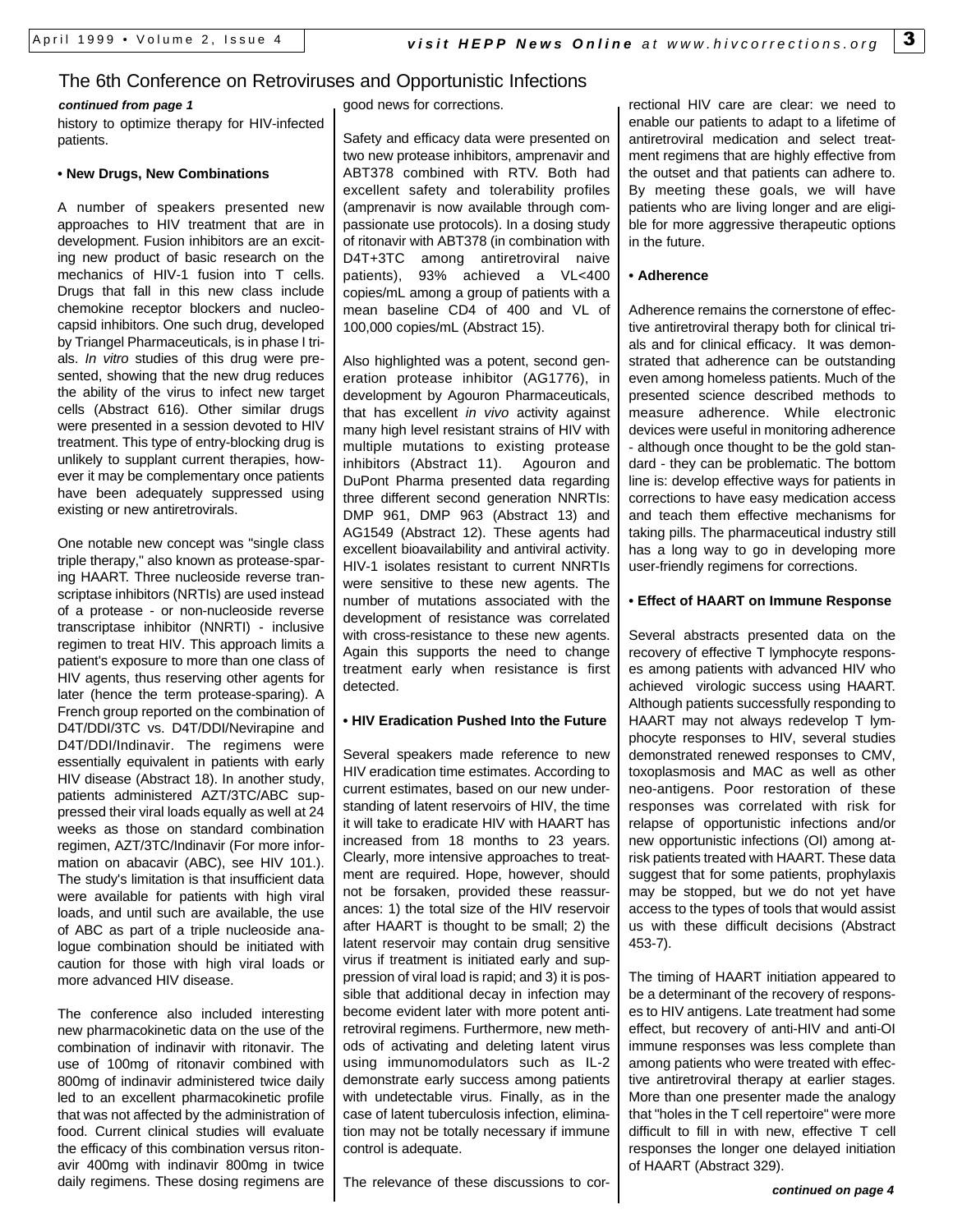## The 6th Conference on Retroviruses and Opportunistic Infections

***continued from page 1***

history to optimize therapy for HIV-infected patients.

**• New Drugs, New Combinations**

A number of speakers presented new approaches to HIV treatment that are in development. Fusion inhibitors are an exciting new product of basic research on the mechanics of HIV-1 fusion into T cells. Drugs that fall in this new class include chemokine receptor blockers and nucleocapsid inhibitors. One such drug, developed by Triangel Pharmaceuticals, is in phase I trials. *In vitro* studies of this drug were presented, showing that the new drug reduces the ability of the virus to infect new target cells (Abstract 616). Other similar drugs were presented in a session devoted to HIV treatment. This type of entry-blocking drug is unlikely to supplant current therapies, however it may be complementary once patients have been adequately suppressed using existing or new antiretrovirals.

One notable new concept was "single class triple therapy," also known as protease-sparing HAART. Three nucleoside reverse transcriptase inhibitors (NRTIs) are used instead of a protease - or non-nucleoside reverse transcriptase inhibitor (NNRTI) - inclusive regimen to treat HIV. This approach limits a patient's exposure to more than one class of HIV agents, thus reserving other agents for later (hence the term protease-sparing). A French group reported on the combination of D4T/DDI/3TC vs. D4T/DDI/Nevirapine and D4T/DDI/Indinavir. The regimens were essentially equivalent in patients with early HIV disease (Abstract 18). In another study, patients administered AZT/3TC/ABC suppressed their viral loads equally as well at 24 weeks as those on standard combination regimen, AZT/3TC/Indinavir (For more information on abacavir (ABC), see HIV 101.). The study's limitation is that insufficient data were available for patients with high viral loads, and until such are available, the use of ABC as part of a triple nucleoside analogue combination should be initiated with caution for those with high viral loads or more advanced HIV disease.

The conference also included interesting new pharmacokinetic data on the use of the combination of indinavir with ritonavir. The use of 100mg of ritonavir combined with 800mg of indinavir administered twice daily led to an excellent pharmacokinetic profile that was not affected by the administration of food. Current clinical studies will evaluate the efficacy of this combination versus ritonavir 400mg with indinavir 800mg in twice daily regimens. These dosing regimens are good news for corrections.

Safety and efficacy data were presented on two new protease inhibitors, amprenavir and ABT378 combined with RTV. Both had excellent safety and tolerability profiles (amprenavir is now available through compassionate use protocols). In a dosing study of ritonavir with ABT378 (in combination with D4T+3TC among antiretroviral naive patients), 93% achieved a VL<400 copies/mL among a group of patients with a mean baseline CD4 of 400 and VL of 100,000 copies/mL (Abstract 15).

Also highlighted was a potent, second generation protease inhibitor (AG1776), in development by Agouron Pharmaceuticals, that has excellent *in vivo* activity against many high level resistant strains of HIV with multiple mutations to existing protease inhibitors (Abstract 11). Agouron and DuPont Pharma presented data regarding three different second generation NNRTIs: DMP 961, DMP 963 (Abstract 13) and AG1549 (Abstract 12). These agents had excellent bioavailability and antiviral activity. HIV-1 isolates resistant to current NNRTIs were sensitive to these new agents. The number of mutations associated with the development of resistance was correlated with cross-resistance to these new agents. Again this supports the need to change treatment early when resistance is first detected.

**• HIV Eradication Pushed Into the Future**

Several speakers made reference to new HIV eradication time estimates. According to current estimates, based on our new understanding of latent reservoirs of HIV, the time it will take to eradicate HIV with HAART has increased from 18 months to 23 years. Clearly, more intensive approaches to treatment are required. Hope, however, should not be forsaken, provided these reassurances: 1) the total size of the HIV reservoir after HAART is thought to be small; 2) the latent reservoir may contain drug sensitive virus if treatment is initiated early and suppression of viral load is rapid; and 3) it is possible that additional decay in infection may become evident later with more potent antiretroviral regimens. Furthermore, new methods of activating and deleting latent virus using immunomodulators such as IL-2 demonstrate early success among patients with undetectable virus. Finally, as in the case of latent tuberculosis infection, elimination may not be totally necessary if immune control is adequate.

The relevance of these discussions to correctional HIV care are clear: we need to enable our patients to adapt to a lifetime of antiretroviral medication and select treatment regimens that are highly effective from the outset and that patients can adhere to. By meeting these goals, we will have patients who are living longer and are eligible for more aggressive therapeutic options in the future.

**• Adherence**

Adherence remains the cornerstone of effective antiretroviral therapy both for clinical trials and for clinical efficacy. It was demonstrated that adherence can be outstanding even among homeless patients. Much of the presented science described methods to measure adherence. While electronic devices were useful in monitoring adherence - although once thought to be the gold standard - they can be problematic. The bottom line is: develop effective ways for patients in corrections to have easy medication access and teach them effective mechanisms for taking pills. The pharmaceutical industry still has a long way to go in developing more user-friendly regimens for corrections.

**• Effect of HAART on Immune Response**

Several abstracts presented data on the recovery of effective T lymphocyte responses among patients with advanced HIV who achieved virologic success using HAART. Although patients successfully responding to HAART may not always redevelop T lymphocyte responses to HIV, several studies demonstrated renewed responses to CMV, toxoplasmosis and MAC as well as other neo-antigens. Poor restoration of these responses was correlated with risk for relapse of opportunistic infections and/or new opportunistic infections (OI) among at-risk patients treated with HAART. These data suggest that for some patients, prophylaxis may be stopped, but we do not yet have access to the types of tools that would assist us with these difficult decisions (Abstract 453-7).

The timing of HAART initiation appeared to be a determinant of the recovery of responses to HIV antigens. Late treatment had some effect, but recovery of anti-HIV and anti-OI immune responses was less complete than among patients who were treated with effective antiretroviral therapy at earlier stages. More than one presenter made the analogy that "holes in the T cell repertoire" were more difficult to fill in with new, effective T cell responses the longer one delayed initiation of HAART (Abstract 329).

***continued on page 4***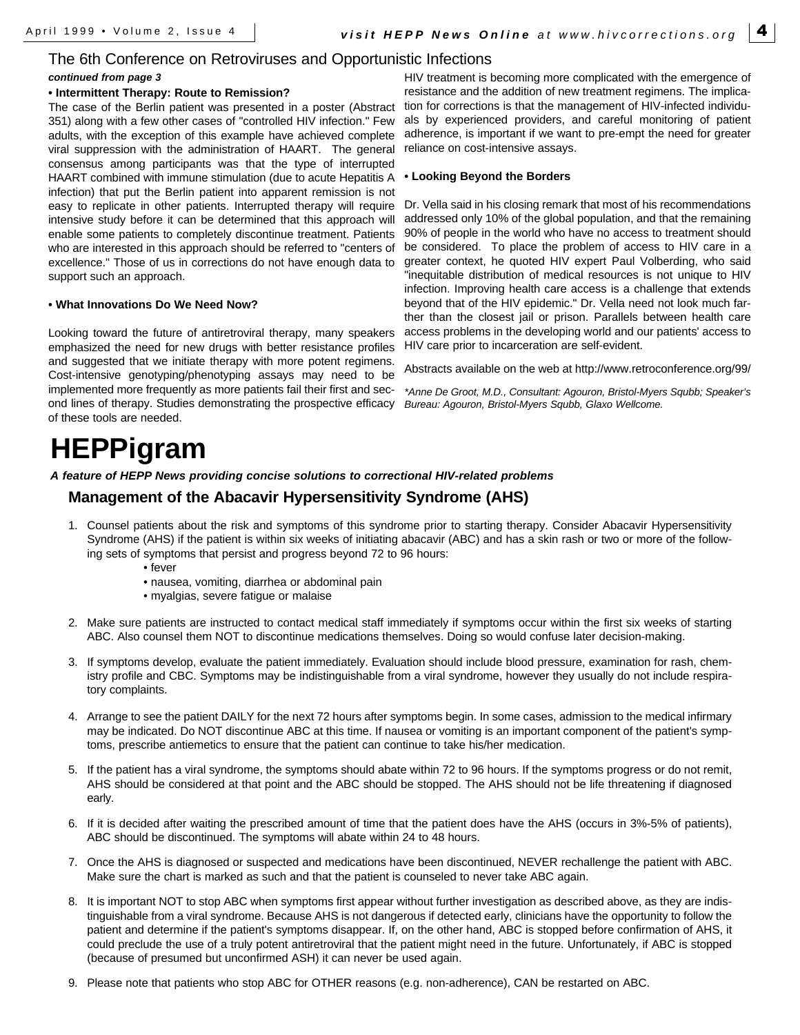## The 6th Conference on Retroviruses and Opportunistic Infections

***continued from page 3***

**• Intermittent Therapy: Route to Remission?**

The case of the Berlin patient was presented in a poster (Abstract 351) along with a few other cases of "controlled HIV infection." Few adults, with the exception of this example have achieved complete viral suppression with the administration of HAART. The general consensus among participants was that the type of interrupted HAART combined with immune stimulation (due to acute Hepatitis A infection) that put the Berlin patient into apparent remission is not easy to replicate in other patients. Interrupted therapy will require intensive study before it can be determined that this approach will enable some patients to completely discontinue treatment. Patients who are interested in this approach should be referred to "centers of excellence." Those of us in corrections do not have enough data to support such an approach.

**• What Innovations Do We Need Now?**

Looking toward the future of antiretroviral therapy, many speakers emphasized the need for new drugs with better resistance profiles and suggested that we initiate therapy with more potent regimens. Cost-intensive genotyping/phenotyping assays may need to be implemented more frequently as more patients fail their first and second lines of therapy. Studies demonstrating the prospective efficacy of these tools are needed.

HIV treatment is becoming more complicated with the emergence of resistance and the addition of new treatment regimens. The implication for corrections is that the management of HIV-infected individuals by experienced providers, and careful monitoring of patient adherence, is important if we want to pre-empt the need for greater reliance on cost-intensive assays.

**• Looking Beyond the Borders**

Dr. Vella said in his closing remark that most of his recommendations addressed only 10% of the global population, and that the remaining 90% of people in the world who have no access to treatment should be considered. To place the problem of access to HIV care in a greater context, he quoted HIV expert Paul Volberding, who said "inequitable distribution of medical resources is not unique to HIV infection. Improving health care access is a challenge that extends beyond that of the HIV epidemic." Dr. Vella need not look much farther than the closest jail or prison. Parallels between health care access problems in the developing world and our patients' access to HIV care prior to incarceration are self-evident.

Abstracts available on the web at http://www.retroconference.org/99/

*\*Anne De Groot, M.D., Consultant: Agouron, Bristol-Myers Squbb; Speaker's Bureau: Agouron, Bristol-Myers Squbb, Glaxo Wellcome.*

# HEPPigram

***A feature of HEPP News providing concise solutions to correctional HIV-related problems***

### Management of the Abacavir Hypersensitivity Syndrome (AHS)

1. Counsel patients about the risk and symptoms of this syndrome prior to starting therapy. Consider Abacavir Hypersensitivity Syndrome (AHS) if the patient is within six weeks of initiating abacavir (ABC) and has a skin rash or two or more of the following sets of symptoms that persist and progress beyond 72 to 96 hours:
   - fever
   - nausea, vomiting, diarrhea or abdominal pain
   - myalgias, severe fatigue or malaise
2. Make sure patients are instructed to contact medical staff immediately if symptoms occur within the first six weeks of starting ABC. Also counsel them NOT to discontinue medications themselves. Doing so would confuse later decision-making.
3. If symptoms develop, evaluate the patient immediately. Evaluation should include blood pressure, examination for rash, chemistry profile and CBC. Symptoms may be indistinguishable from a viral syndrome, however they usually do not include respiratory complaints.
4. Arrange to see the patient DAILY for the next 72 hours after symptoms begin. In some cases, admission to the medical infirmary may be indicated. Do NOT discontinue ABC at this time. If nausea or vomiting is an important component of the patient's symptoms, prescribe antiemetics to ensure that the patient can continue to take his/her medication.
5. If the patient has a viral syndrome, the symptoms should abate within 72 to 96 hours. If the symptoms progress or do not remit, AHS should be considered at that point and the ABC should be stopped. The AHS should not be life threatening if diagnosed early.
6. If it is decided after waiting the prescribed amount of time that the patient does have the AHS (occurs in 3%-5% of patients), ABC should be discontinued. The symptoms will abate within 24 to 48 hours.
7. Once the AHS is diagnosed or suspected and medications have been discontinued, NEVER rechallenge the patient with ABC. Make sure the chart is marked as such and that the patient is counseled to never take ABC again.
8. It is important NOT to stop ABC when symptoms first appear without further investigation as described above, as they are indistinguishable from a viral syndrome. Because AHS is not dangerous if detected early, clinicians have the opportunity to follow the patient and determine if the patient's symptoms disappear. If, on the other hand, ABC is stopped before confirmation of AHS, it could preclude the use of a truly potent antiretroviral that the patient might need in the future. Unfortunately, if ABC is stopped (because of presumed but unconfirmed ASH) it can never be used again.
9. Please note that patients who stop ABC for OTHER reasons (e.g. non-adherence), CAN be restarted on ABC.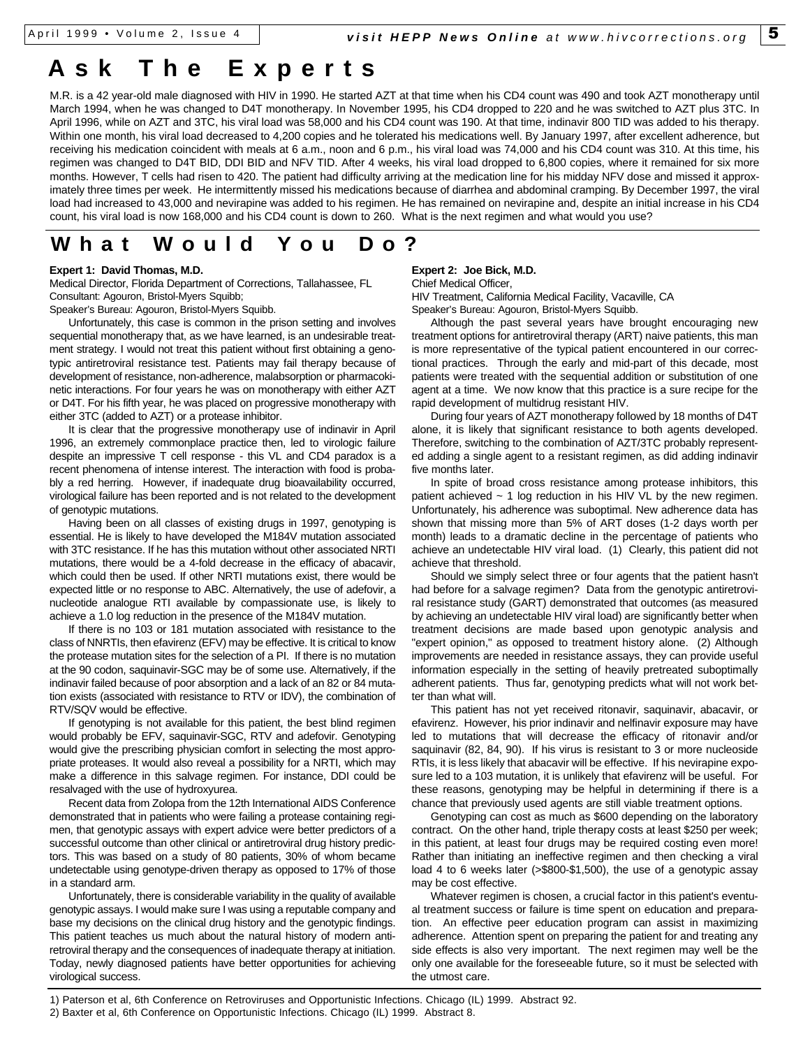# Ask The Experts

M.R. is a 42 year-old male diagnosed with HIV in 1990. He started AZT at that time when his CD4 count was 490 and took AZT monotherapy until March 1994, when he was changed to D4T monotherapy. In November 1995, his CD4 dropped to 220 and he was switched to AZT plus 3TC. In April 1996, while on AZT and 3TC, his viral load was 58,000 and his CD4 count was 190. At that time, indinavir 800 TID was added to his therapy. Within one month, his viral load decreased to 4,200 copies and he tolerated his medications well. By January 1997, after excellent adherence, but receiving his medication coincident with meals at 6 a.m., noon and 6 p.m., his viral load was 74,000 and his CD4 count was 310. At this time, his regimen was changed to D4T BID, DDI BID and NFV TID. After 4 weeks, his viral load dropped to 6,800 copies, where it remained for six more months. However, T cells had risen to 420. The patient had difficulty arriving at the medication line for his midday NFV dose and missed it approximately three times per week. He intermittently missed his medications because of diarrhea and abdominal cramping. By December 1997, the viral load had increased to 43,000 and nevirapine was added to his regimen. He has remained on nevirapine and, despite an initial increase in his CD4 count, his viral load is now 168,000 and his CD4 count is down to 260. What is the next regimen and what would you use?

# What Would You Do?

**Expert 1: David Thomas, M.D.**
Medical Director, Florida Department of Corrections, Tallahassee, FL
Consultant: Agouron, Bristol-Myers Squibb;
Speaker's Bureau: Agouron, Bristol-Myers Squibb.

Unfortunately, this case is common in the prison setting and involves sequential monotherapy that, as we have learned, is an undesirable treatment strategy. I would not treat this patient without first obtaining a genotypic antiretroviral resistance test. Patients may fail therapy because of development of resistance, non-adherence, malabsorption or pharmacokinetic interactions. For four years he was on monotherapy with either AZT or D4T. For his fifth year, he was placed on progressive monotherapy with either 3TC (added to AZT) or a protease inhibitor.

It is clear that the progressive monotherapy use of indinavir in April 1996, an extremely commonplace practice then, led to virologic failure despite an impressive T cell response - this VL and CD4 paradox is a recent phenomena of intense interest. The interaction with food is probably a red herring. However, if inadequate drug bioavailability occurred, virological failure has been reported and is not related to the development of genotypic mutations.

Having been on all classes of existing drugs in 1997, genotyping is essential. He is likely to have developed the M184V mutation associated with 3TC resistance. If he has this mutation without other associated NRTI mutations, there would be a 4-fold decrease in the efficacy of abacavir, which could then be used. If other NRTI mutations exist, there would be expected little or no response to ABC. Alternatively, the use of adefovir, a nucleotide analogue RTI available by compassionate use, is likely to achieve a 1.0 log reduction in the presence of the M184V mutation.

If there is no 103 or 181 mutation associated with resistance to the class of NNRTIs, then efavirenz (EFV) may be effective. It is critical to know the protease mutation sites for the selection of a PI. If there is no mutation at the 90 codon, saquinavir-SGC may be of some use. Alternatively, if the indinavir failed because of poor absorption and a lack of an 82 or 84 mutation exists (associated with resistance to RTV or IDV), the combination of RTV/SQV would be effective.

If genotyping is not available for this patient, the best blind regimen would probably be EFV, saquinavir-SGC, RTV and adefovir. Genotyping would give the prescribing physician comfort in selecting the most appropriate proteases. It would also reveal a possibility for a NRTI, which may make a difference in this salvage regimen. For instance, DDI could be resalvaged with the use of hydroxyurea.

Recent data from Zolopa from the 12th International AIDS Conference demonstrated that in patients who were failing a protease containing regimen, that genotypic assays with expert advice were better predictors of a successful outcome than other clinical or antiretroviral drug history predictors. This was based on a study of 80 patients, 30% of whom became undetectable using genotype-driven therapy as opposed to 17% of those in a standard arm.

Unfortunately, there is considerable variability in the quality of available genotypic assays. I would make sure I was using a reputable company and base my decisions on the clinical drug history and the genotypic findings. This patient teaches us much about the natural history of modern antiretroviral therapy and the consequences of inadequate therapy at initiation. Today, newly diagnosed patients have better opportunities for achieving virological success.

**Expert 2: Joe Bick, M.D.**
Chief Medical Officer,
HIV Treatment, California Medical Facility, Vacaville, CA
Speaker's Bureau: Agouron, Bristol-Myers Squibb.

Although the past several years have brought encouraging new treatment options for antiretroviral therapy (ART) naive patients, this man is more representative of the typical patient encountered in our correctional practices. Through the early and mid-part of this decade, most patients were treated with the sequential addition or substitution of one agent at a time. We now know that this practice is a sure recipe for the rapid development of multidrug resistant HIV.

During four years of AZT monotherapy followed by 18 months of D4T alone, it is likely that significant resistance to both agents developed. Therefore, switching to the combination of AZT/3TC probably represented adding a single agent to a resistant regimen, as did adding indinavir five months later.

In spite of broad cross resistance among protease inhibitors, this patient achieved ~ 1 log reduction in his HIV VL by the new regimen. Unfortunately, his adherence was suboptimal. New adherence data has shown that missing more than 5% of ART doses (1-2 days worth per month) leads to a dramatic decline in the percentage of patients who achieve an undetectable HIV viral load. (1) Clearly, this patient did not achieve that threshold.

Should we simply select three or four agents that the patient hasn't had before for a salvage regimen? Data from the genotypic antiretroviral resistance study (GART) demonstrated that outcomes (as measured by achieving an undetectable HIV viral load) are significantly better when treatment decisions are made based upon genotypic analysis and "expert opinion," as opposed to treatment history alone. (2) Although improvements are needed in resistance assays, they can provide useful information especially in the setting of heavily pretreated suboptimally adherent patients. Thus far, genotyping predicts what will not work better than what will.

This patient has not yet received ritonavir, saquinavir, abacavir, or efavirenz. However, his prior indinavir and nelfinavir exposure may have led to mutations that will decrease the efficacy of ritonavir and/or saquinavir (82, 84, 90). If his virus is resistant to 3 or more nucleoside RTIs, it is less likely that abacavir will be effective. If his nevirapine exposure led to a 103 mutation, it is unlikely that efavirenz will be useful. For these reasons, genotyping may be helpful in determining if there is a chance that previously used agents are still viable treatment options.

Genotyping can cost as much as $600 depending on the laboratory contract. On the other hand, triple therapy costs at least $250 per week; in this patient, at least four drugs may be required costing even more! Rather than initiating an ineffective regimen and then checking a viral load 4 to 6 weeks later (>$800-$1,500), the use of a genotypic assay may be cost effective.

Whatever regimen is chosen, a crucial factor in this patient's eventual treatment success or failure is time spent on education and preparation. An effective peer education program can assist in maximizing adherence. Attention spent on preparing the patient for and treating any side effects is also very important. The next regimen may well be the only one available for the foreseeable future, so it must be selected with the utmost care.

1) Paterson et al, 6th Conference on Retroviruses and Opportunistic Infections. Chicago (IL) 1999. Abstract 92.
2) Baxter et al, 6th Conference on Opportunistic Infections. Chicago (IL) 1999. Abstract 8.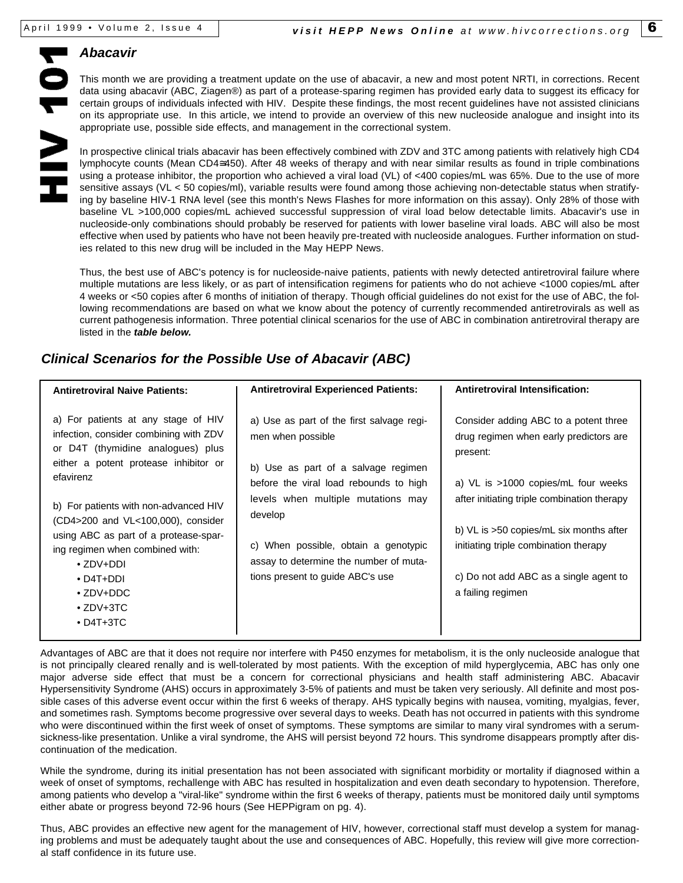## Abacavir

This month we are providing a treatment update on the use of abacavir, a new and most potent NRTI, in corrections. Recent data using abacavir (ABC, Ziagen®) as part of a protease-sparing regimen has provided early data to suggest its efficacy for certain groups of individuals infected with HIV. Despite these findings, the most recent guidelines have not assisted clinicians on its appropriate use. In this article, we intend to provide an overview of this new nucleoside analogue and insight into its appropriate use, possible side effects, and management in the correctional system.

In prospective clinical trials abacavir has been effectively combined with ZDV and 3TC among patients with relatively high CD4 lymphocyte counts (Mean CD4≅450). After 48 weeks of therapy and with near similar results as found in triple combinations using a protease inhibitor, the proportion who achieved a viral load (VL) of <400 copies/mL was 65%. Due to the use of more sensitive assays (VL < 50 copies/ml), variable results were found among those achieving non-detectable status when stratifying by baseline HIV-1 RNA level (see this month's News Flashes for more information on this assay). Only 28% of those with baseline VL >100,000 copies/mL achieved successful suppression of viral load below detectable limits. Abacavir's use in nucleoside-only combinations should probably be reserved for patients with lower baseline viral loads. ABC will also be most effective when used by patients who have not been heavily pre-treated with nucleoside analogues. Further information on studies related to this new drug will be included in the May HEPP News.

Thus, the best use of ABC's potency is for nucleoside-naive patients, patients with newly detected antiretroviral failure where multiple mutations are less likely, or as part of intensification regimens for patients who do not achieve <1000 copies/mL after 4 weeks or <50 copies after 6 months of initiation of therapy. Though official guidelines do not exist for the use of ABC, the following recommendations are based on what we know about the potency of currently recommended antiretrovirals as well as current pathogenesis information. Three potential clinical scenarios for the use of ABC in combination antiretroviral therapy are listed in the ***table below.***

### Clinical Scenarios for the Possible Use of Abacavir (ABC)

| Antiretroviral Naive Patients: | Antiretroviral Experienced Patients: | Antiretroviral Intensification: |
|---|---|---|
| a) For patients at any stage of HIV infection, consider combining with ZDV or D4T (thymidine analogues) plus either a potent protease inhibitor or efavirenz<br><br>b) For patients with non-advanced HIV (CD4>200 and VL<100,000), consider using ABC as part of a protease-sparing regimen when combined with:<br>• ZDV+DDI<br>• D4T+DDI<br>• ZDV+DDC<br>• ZDV+3TC<br>• D4T+3TC | a) Use as part of the first salvage regimen when possible<br><br>b) Use as part of a salvage regimen before the viral load rebounds to high levels when multiple mutations may develop<br><br>c) When possible, obtain a genotypic assay to determine the number of mutations present to guide ABC's use | Consider adding ABC to a potent three drug regimen when early predictors are present:<br><br>a) VL is >1000 copies/mL four weeks after initiating triple combination therapy<br><br>b) VL is >50 copies/mL six months after initiating triple combination therapy<br><br>c) Do not add ABC as a single agent to a failing regimen |

Advantages of ABC are that it does not require nor interfere with P450 enzymes for metabolism, it is the only nucleoside analogue that is not principally cleared renally and is well-tolerated by most patients. With the exception of mild hyperglycemia, ABC has only one major adverse side effect that must be a concern for correctional physicians and health staff administering ABC. Abacavir Hypersensitivity Syndrome (AHS) occurs in approximately 3-5% of patients and must be taken very seriously. All definite and most possible cases of this adverse event occur within the first 6 weeks of therapy. AHS typically begins with nausea, vomiting, myalgias, fever, and sometimes rash. Symptoms become progressive over several days to weeks. Death has not occurred in patients with this syndrome who were discontinued within the first week of onset of symptoms. These symptoms are similar to many viral syndromes with a serum-sickness-like presentation. Unlike a viral syndrome, the AHS will persist beyond 72 hours. This syndrome disappears promptly after discontinuation of the medication.

While the syndrome, during its initial presentation has not been associated with significant morbidity or mortality if diagnosed within a week of onset of symptoms, rechallenge with ABC has resulted in hospitalization and even death secondary to hypotension. Therefore, among patients who develop a "viral-like" syndrome within the first 6 weeks of therapy, patients must be monitored daily until symptoms either abate or progress beyond 72-96 hours (See HEPPigram on pg. 4).

Thus, ABC provides an effective new agent for the management of HIV, however, correctional staff must develop a system for managing problems and must be adequately taught about the use and consequences of ABC. Hopefully, this review will give more correctional staff confidence in its future use.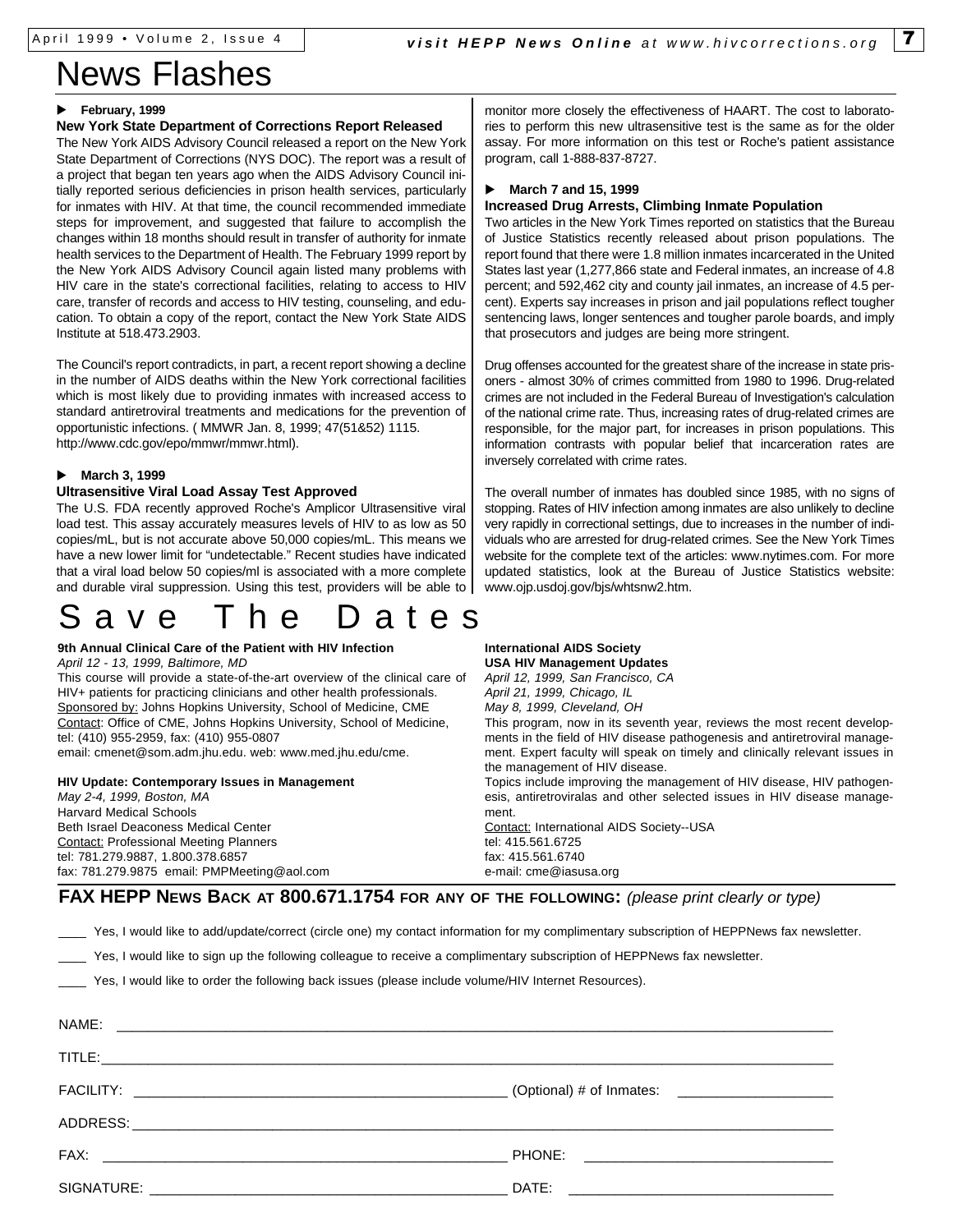# News Flashes

▶ **February, 1999**

**New York State Department of Corrections Report Released**

The New York AIDS Advisory Council released a report on the New York State Department of Corrections (NYS DOC). The report was a result of a project that began ten years ago when the AIDS Advisory Council initially reported serious deficiencies in prison health services, particularly for inmates with HIV. At that time, the council recommended immediate steps for improvement, and suggested that failure to accomplish the changes within 18 months should result in transfer of authority for inmate health services to the Department of Health. The February 1999 report by the New York AIDS Advisory Council again listed many problems with HIV care in the state's correctional facilities, relating to access to HIV care, transfer of records and access to HIV testing, counseling, and education. To obtain a copy of the report, contact the New York State AIDS Institute at 518.473.2903.

The Council's report contradicts, in part, a recent report showing a decline in the number of AIDS deaths within the New York correctional facilities which is most likely due to providing inmates with increased access to standard antiretroviral treatments and medications for the prevention of opportunistic infections. ( MMWR Jan. 8, 1999; 47(51&52) 1115. http://www.cdc.gov/epo/mmwr/mmwr.html).

▶ **March 3, 1999**

**Ultrasensitive Viral Load Assay Test Approved**

The U.S. FDA recently approved Roche's Amplicor Ultrasensitive viral load test. This assay accurately measures levels of HIV to as low as 50 copies/mL, but is not accurate above 50,000 copies/mL. This means we have a new lower limit for "undetectable." Recent studies have indicated that a viral load below 50 copies/ml is associated with a more complete and durable viral suppression. Using this test, providers will be able to monitor more closely the effectiveness of HAART. The cost to laboratories to perform this new ultrasensitive test is the same as for the older assay. For more information on this test or Roche's patient assistance program, call 1-888-837-8727.

▶ **March 7 and 15, 1999**

**Increased Drug Arrests, Climbing Inmate Population**

Two articles in the New York Times reported on statistics that the Bureau of Justice Statistics recently released about prison populations. The report found that there were 1.8 million inmates incarcerated in the United States last year (1,277,866 state and Federal inmates, an increase of 4.8 percent; and 592,462 city and county jail inmates, an increase of 4.5 percent). Experts say increases in prison and jail populations reflect tougher sentencing laws, longer sentences and tougher parole boards, and imply that prosecutors and judges are being more stringent.

Drug offenses accounted for the greatest share of the increase in state prisoners - almost 30% of crimes committed from 1980 to 1996. Drug-related crimes are not included in the Federal Bureau of Investigation's calculation of the national crime rate. Thus, increasing rates of drug-related crimes are responsible, for the major part, for increases in prison populations. This information contrasts with popular belief that incarceration rates are inversely correlated with crime rates.

The overall number of inmates has doubled since 1985, with no signs of stopping. Rates of HIV infection among inmates are also unlikely to decline very rapidly in correctional settings, due to increases in the number of individuals who are arrested for drug-related crimes. See the New York Times website for the complete text of the articles: www.nytimes.com. For more updated statistics, look at the Bureau of Justice Statistics website: www.ojp.usdoj.gov/bjs/whtsnw2.htm.

# Save The Dates

**9th Annual Clinical Care of the Patient with HIV Infection**
*April 12 - 13, 1999, Baltimore, MD*
This course will provide a state-of-the-art overview of the clinical care of HIV+ patients for practicing clinicians and other health professionals.
Sponsored by: Johns Hopkins University, School of Medicine, CME
Contact: Office of CME, Johns Hopkins University, School of Medicine, tel: (410) 955-2959, fax: (410) 955-0807
email: cmenet@som.adm.jhu.edu. web: www.med.jhu.edu/cme.

**HIV Update: Contemporary Issues in Management**
*May 2-4, 1999, Boston, MA*
Harvard Medical Schools
Beth Israel Deaconess Medical Center
Contact: Professional Meeting Planners
tel: 781.279.9887, 1.800.378.6857
fax: 781.279.9875 email: PMPMeeting@aol.com

**International AIDS Society**
**USA HIV Management Updates**
*April 12, 1999, San Francisco, CA*
*April 21, 1999, Chicago, IL*
*May 8, 1999, Cleveland, OH*
This program, now in its seventh year, reviews the most recent developments in the field of HIV disease pathogenesis and antiretroviral management. Expert faculty will speak on timely and clinically relevant issues in the management of HIV disease.
Topics include improving the management of HIV disease, HIV pathogenesis, antiretroviralas and other selected issues in HIV disease management.
Contact: International AIDS Society--USA
tel: 415.561.6725
fax: 415.561.6740
e-mail: cme@iasusa.org

## FAX HEPP NEWS BACK AT 800.671.1754 FOR ANY OF THE FOLLOWING: *(please print clearly or type)*

____ Yes, I would like to add/update/correct (circle one) my contact information for my complimentary subscription of HEPPNews fax newsletter.

____ Yes, I would like to sign up the following colleague to receive a complimentary subscription of HEPPNews fax newsletter.

____ Yes, I would like to order the following back issues (please include volume/HIV Internet Resources).

NAME: ______________________________

TITLE: ______________________________

FACILITY: ______________________________ (Optional) # of Inmates: ______________

ADDRESS: ______________________________

FAX: ______________________________ PHONE: ______________________________

SIGNATURE: ______________________________ DATE: ______________________________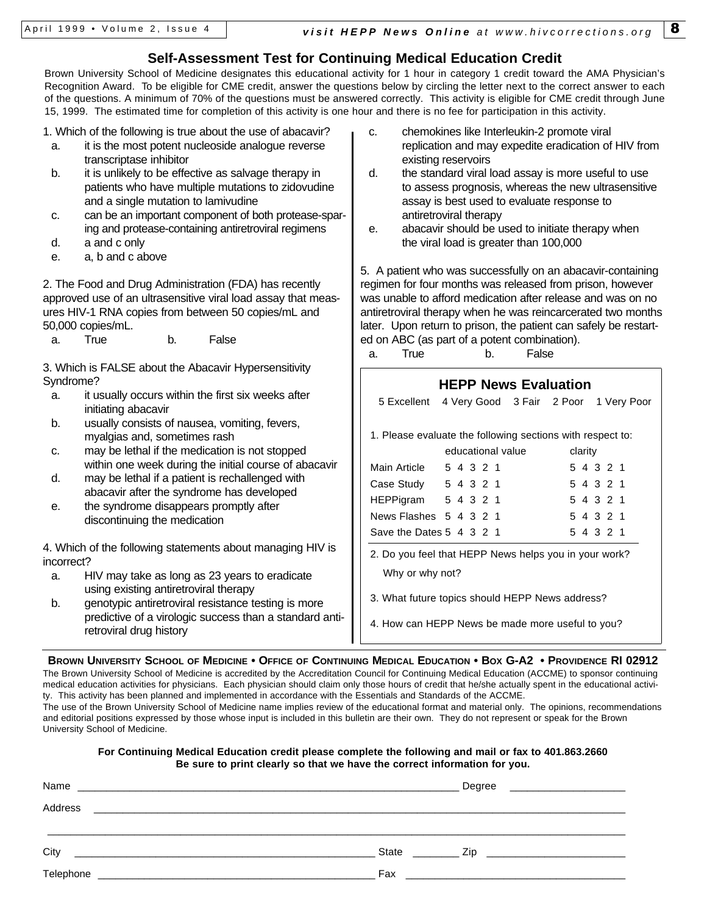## Self-Assessment Test for Continuing Medical Education Credit

Brown University School of Medicine designates this educational activity for 1 hour in category 1 credit toward the AMA Physician's Recognition Award. To be eligible for CME credit, answer the questions below by circling the letter next to the correct answer to each of the questions. A minimum of 70% of the questions must be answered correctly. This activity is eligible for CME credit through June 15, 1999. The estimated time for completion of this activity is one hour and there is no fee for participation in this activity.

1. Which of the following is true about the use of abacavir?
   - a. it is the most potent nucleoside analogue reverse transcriptase inhibitor
   - b. it is unlikely to be effective as salvage therapy in patients who have multiple mutations to zidovudine and a single mutation to lamivudine
   - c. can be an important component of both protease-sparing and protease-containing antiretroviral regimens
   - d. a and c only
   - e. a, b and c above

2. The Food and Drug Administration (FDA) has recently approved use of an ultrasensitive viral load assay that measures HIV-1 RNA copies from between 50 copies/mL and 50,000 copies/mL.
   - a. True
   - b. False

3. Which is FALSE about the Abacavir Hypersensitivity Syndrome?
   - a. it usually occurs within the first six weeks after initiating abacavir
   - b. usually consists of nausea, vomiting, fevers, myalgias and, sometimes rash
   - c. may be lethal if the medication is not stopped within one week during the initial course of abacavir
   - d. may be lethal if a patient is rechallenged with abacavir after the syndrome has developed
   - e. the syndrome disappears promptly after discontinuing the medication

4. Which of the following statements about managing HIV is incorrect?
   - a. HIV may take as long as 23 years to eradicate using existing antiretroviral therapy
   - b. genotypic antiretroviral resistance testing is more predictive of a virologic success than a standard antiretroviral drug history
   - c. chemokines like Interleukin-2 promote viral replication and may expedite eradication of HIV from existing reservoirs
   - d. the standard viral load assay is more useful to use to assess prognosis, whereas the new ultrasensitive assay is best used to evaluate response to antiretroviral therapy
   - e. abacavir should be used to initiate therapy when the viral load is greater than 100,000

5. A patient who was successfully on an abacavir-containing regimen for four months was released from prison, however was unable to afford medication after release and was on no antiretroviral therapy when he was reincarcerated two months later. Upon return to prison, the patient can safely be restarted on ABC (as part of a potent combination).
   - a. True
   - b. False

### HEPP News Evaluation

5 Excellent 4 Very Good 3 Fair 2 Poor 1 Very Poor

1. Please evaluate the following sections with respect to:

| | educational value | clarity |
|---|---|---|
| Main Article | 5 4 3 2 1 | 5 4 3 2 1 |
| Case Study | 5 4 3 2 1 | 5 4 3 2 1 |
| HEPPigram | 5 4 3 2 1 | 5 4 3 2 1 |
| News Flashes | 5 4 3 2 1 | 5 4 3 2 1 |
| Save the Dates | 5 4 3 2 1 | 5 4 3 2 1 |

2. Do you feel that HEPP News helps you in your work? Why or why not?

3. What future topics should HEPP News address?

4. How can HEPP News be made more useful to you?

**Brown University School of Medicine • Office of Continuing Medical Education • Box G-A2 • Providence RI 02912**

The Brown University School of Medicine is accredited by the Accreditation Council for Continuing Medical Education (ACCME) to sponsor continuing medical education activities for physicians. Each physician should claim only those hours of credit that he/she actually spent in the educational activity. This activity has been planned and implemented in accordance with the Essentials and Standards of the ACCME.

The use of the Brown University School of Medicine name implies review of the educational format and material only. The opinions, recommendations and editorial positions expressed by those whose input is included in this bulletin are their own. They do not represent or speak for the Brown University School of Medicine.

**For Continuing Medical Education credit please complete the following and mail or fax to 401.863.2660**
**Be sure to print clearly so that we have the correct information for you.**

Name ______________________________ Degree ______________

Address ______________________________

______________________________

City ______________________________ State ________ Zip ______________

Telephone ______________________________ Fax ______________________________